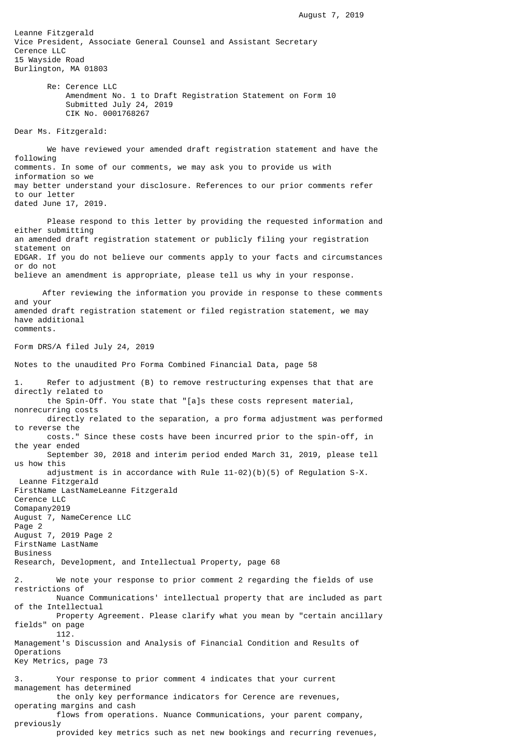August 7, 2019

Leanne Fitzgerald
Vice President, Associate General Counsel and Assistant Secretary
Cerence LLC
15 Wayside Road
Burlington, MA 01803

Re: Cerence LLC
Amendment No. 1 to Draft Registration Statement on Form 10
Submitted July 24, 2019
CIK No. 0001768267

Dear Ms. Fitzgerald:

We have reviewed your amended draft registration statement and have the following comments. In some of our comments, we may ask you to provide us with information so we may better understand your disclosure. References to our prior comments refer to our letter dated June 17, 2019.

Please respond to this letter by providing the requested information and either submitting an amended draft registration statement or publicly filing your registration statement on EDGAR. If you do not believe our comments apply to your facts and circumstances or do not believe an amendment is appropriate, please tell us why in your response.

After reviewing the information you provide in response to these comments and your amended draft registration statement or filed registration statement, we may have additional comments.

Form DRS/A filed July 24, 2019

Notes to the unaudited Pro Forma Combined Financial Data, page 58

1. Refer to adjustment (B) to remove restructuring expenses that that are directly related to the Spin-Off. You state that "[a]s these costs represent material, nonrecurring costs directly related to the separation, a pro forma adjustment was performed to reverse the costs." Since these costs have been incurred prior to the spin-off, in the year ended September 30, 2018 and interim period ended March 31, 2019, please tell us how this adjustment is in accordance with Rule 11-02)(b)(5) of Regulation S-X.

Business
Research, Development, and Intellectual Property, page 68

2. We note your response to prior comment 2 regarding the fields of use restrictions of Nuance Communications' intellectual property that are included as part of the Intellectual Property Agreement. Please clarify what you mean by "certain ancillary fields" on page 112.

Management's Discussion and Analysis of Financial Condition and Results of Operations
Key Metrics, page 73

3. Your response to prior comment 4 indicates that your current management has determined the only key performance indicators for Cerence are revenues, operating margins and cash flows from operations. Nuance Communications, your parent company, previously provided key metrics such as net new bookings and recurring revenues,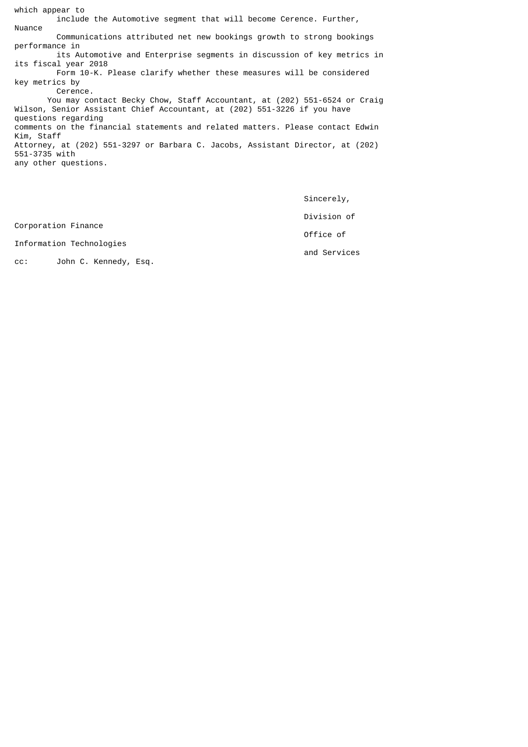which appear to include the Automotive segment that will become Cerence. Further, Nuance Communications attributed net new bookings growth to strong bookings performance in its Automotive and Enterprise segments in discussion of key metrics in its fiscal year 2018 Form 10-K. Please clarify whether these measures will be considered key metrics by Cerence.

You may contact Becky Chow, Staff Accountant, at (202) 551-6524 or Craig Wilson, Senior Assistant Chief Accountant, at (202) 551-3226 if you have questions regarding comments on the financial statements and related matters. Please contact Edwin Kim, Staff Attorney, at (202) 551-3297 or Barbara C. Jacobs, Assistant Director, at (202) 551-3735 with any other questions.

Sincerely,

Division of Corporation Finance

Office of Information Technologies and Services

cc: John C. Kennedy, Esq.